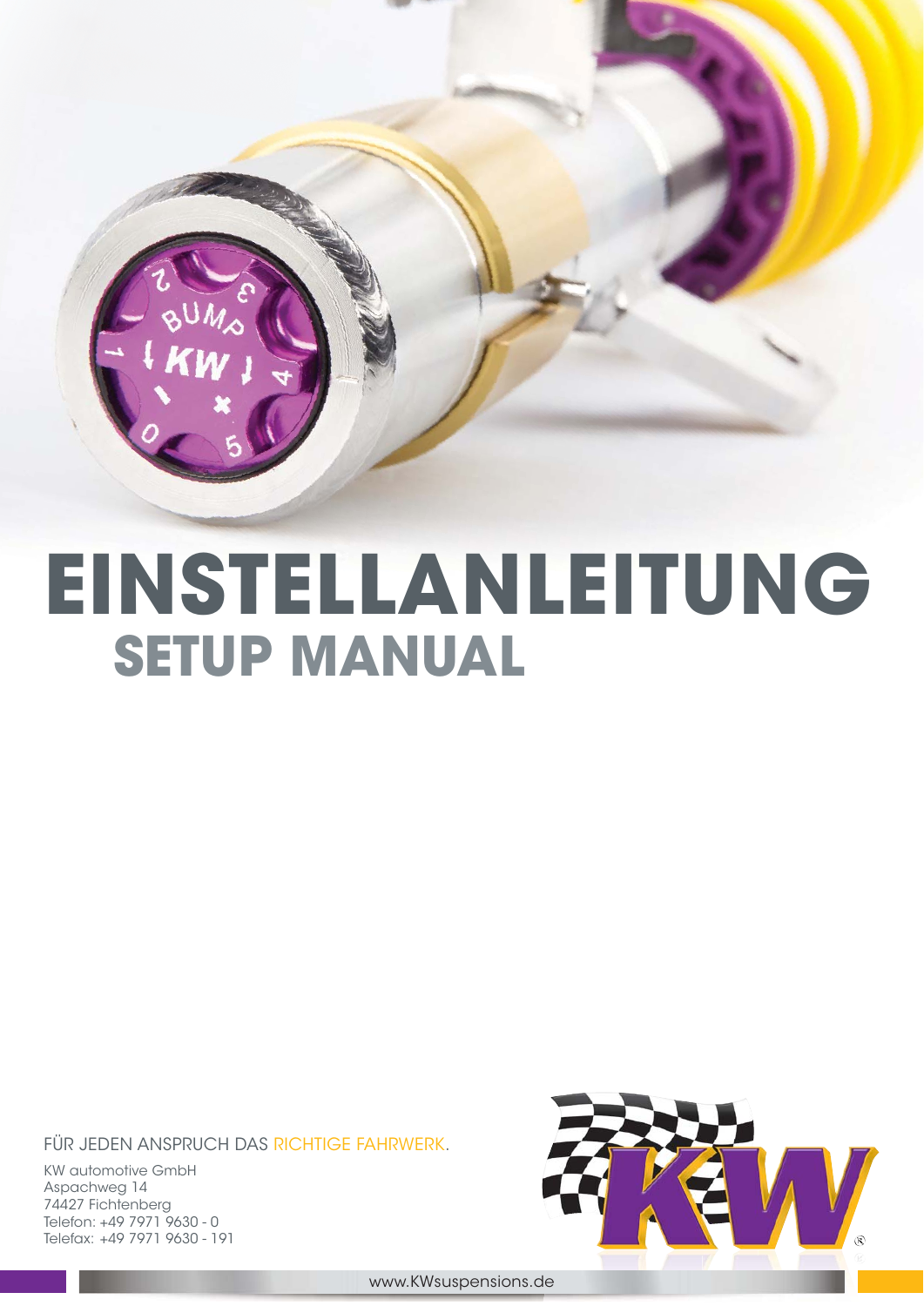# EINSTELLANLEITUNG

## SETUP MANUAL

FÜR JEDEN ANSPRUCH DAS RICHTIGE FAHRWERK.

KW automotive GmbH
Aspachweg 14
74427 Fichtenberg
Telefon: +49 7971 9630 - 0
Telefax: +49 7971 9630 - 191

www.KWsuspensions.de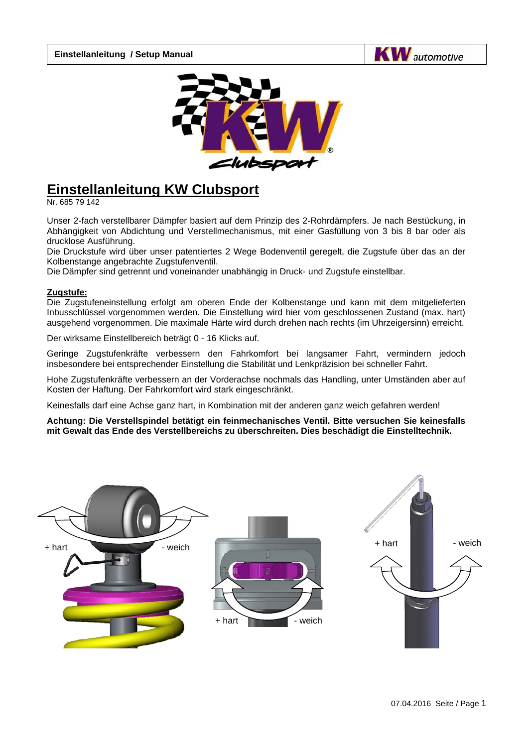# Einstellanleitung KW Clubsport

Nr. 685 79 142

Unser 2-fach verstellbarer Dämpfer basiert auf dem Prinzip des 2-Rohrdämpfers. Je nach Bestückung, in Abhängigkeit von Abdichtung und Verstellmechanismus, mit einer Gasfüllung von 3 bis 8 bar oder als drucklose Ausführung.
Die Druckstufe wird über unser patentiertes 2 Wege Bodenventil geregelt, die Zugstufe über das an der Kolbenstange angebrachte Zugstufenventil.
Die Dämpfer sind getrennt und voneinander unabhängig in Druck- und Zugstufe einstellbar.

## Zugstufe:

Die Zugstufeneinstellung erfolgt am oberen Ende der Kolbenstange und kann mit dem mitgelieferten Inbusschlüssel vorgenommen werden. Die Einstellung wird hier vom geschlossenen Zustand (max. hart) ausgehend vorgenommen. Die maximale Härte wird durch drehen nach rechts (im Uhrzeigersinn) erreicht.

Der wirksame Einstellbereich beträgt 0 - 16 Klicks auf.

Geringe Zugstufenkräfte verbessern den Fahrkomfort bei langsamer Fahrt, vermindern jedoch insbesondere bei entsprechender Einstellung die Stabilität und Lenkpräzision bei schneller Fahrt.

Hohe Zugstufenkräfte verbessern an der Vorderachse nochmals das Handling, unter Umständen aber auf Kosten der Haftung. Der Fahrkomfort wird stark eingeschränkt.

Keinesfalls darf eine Achse ganz hart, in Kombination mit der anderen ganz weich gefahren werden!

**Achtung: Die Verstellspindel betätigt ein feinmechanisches Ventil. Bitte versuchen Sie keinesfalls mit Gewalt das Ende des Verstellbereichs zu überschreiten. Dies beschädigt die Einstelltechnik.**

+ hart
- weich

+ hart
- weich

+ hart
- weich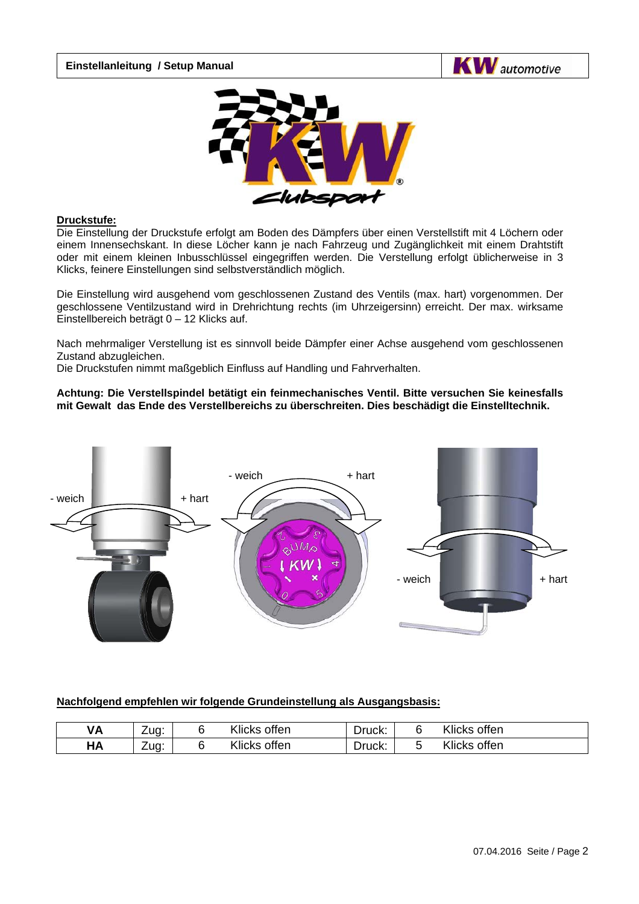## Druckstufe:

Die Einstellung der Druckstufe erfolgt am Boden des Dämpfers über einen Verstellstift mit 4 Löchern oder einem Innensechskant. In diese Löcher kann je nach Fahrzeug und Zugänglichkeit mit einem Drahtstift oder mit einem kleinen Inbusschlüssel eingegriffen werden. Die Verstellung erfolgt üblicherweise in 3 Klicks, feinere Einstellungen sind selbstverständlich möglich.

Die Einstellung wird ausgehend vom geschlossenen Zustand des Ventils (max. hart) vorgenommen. Der geschlossene Ventilzustand wird in Drehrichtung rechts (im Uhrzeigersinn) erreicht. Der max. wirksame Einstellbereich beträgt 0 – 12 Klicks auf.

Nach mehrmaliger Verstellung ist es sinnvoll beide Dämpfer einer Achse ausgehend vom geschlossenen Zustand abzugleichen.
Die Druckstufen nimmt maßgeblich Einfluss auf Handling und Fahrverhalten.

**Achtung: Die Verstellspindel betätigt ein feinmechanisches Ventil. Bitte versuchen Sie keinesfalls mit Gewalt das Ende des Verstellbereichs zu überschreiten. Dies beschädigt die Einstelltechnik.**

- weich + hart

- weich + hart

- weich + hart

**Nachfolgend empfehlen wir folgende Grundeinstellung als Ausgangsbasis:**

| | | | | | | |
|---|---|---|---|---|---|---|
| **VA** | Zug: | 6 | Klicks offen | Druck: | 6 | Klicks offen |
| **HA** | Zug: | 6 | Klicks offen | Druck: | 5 | Klicks offen |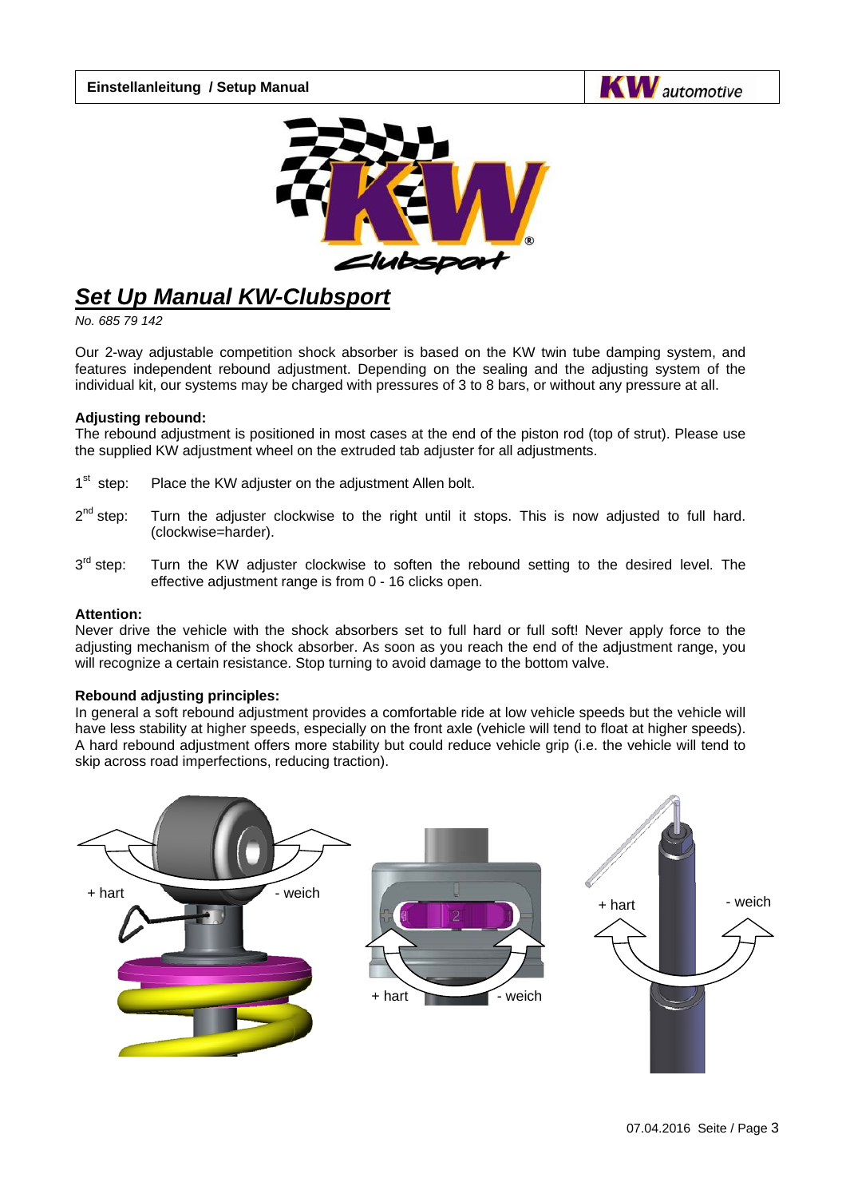# *Set Up Manual KW-Clubsport*

*No. 685 79 142*

Our 2-way adjustable competition shock absorber is based on the KW twin tube damping system, and features independent rebound adjustment. Depending on the sealing and the adjusting system of the individual kit, our systems may be charged with pressures of 3 to 8 bars, or without any pressure at all.

**Adjusting rebound:**
The rebound adjustment is positioned in most cases at the end of the piston rod (top of strut). Please use the supplied KW adjustment wheel on the extruded tab adjuster for all adjustments.

1st step: Place the KW adjuster on the adjustment Allen bolt.

2nd step: Turn the adjuster clockwise to the right until it stops. This is now adjusted to full hard. (clockwise=harder).

3rd step: Turn the KW adjuster clockwise to soften the rebound setting to the desired level. The effective adjustment range is from 0 - 16 clicks open.

**Attention:**
Never drive the vehicle with the shock absorbers set to full hard or full soft! Never apply force to the adjusting mechanism of the shock absorber. As soon as you reach the end of the adjustment range, you will recognize a certain resistance. Stop turning to avoid damage to the bottom valve.

**Rebound adjusting principles:**
In general a soft rebound adjustment provides a comfortable ride at low vehicle speeds but the vehicle will have less stability at higher speeds, especially on the front axle (vehicle will tend to float at higher speeds). A hard rebound adjustment offers more stability but could reduce vehicle grip (i.e. the vehicle will tend to skip across road imperfections, reducing traction).

+ hart - weich

+ hart - weich

+ hart - weich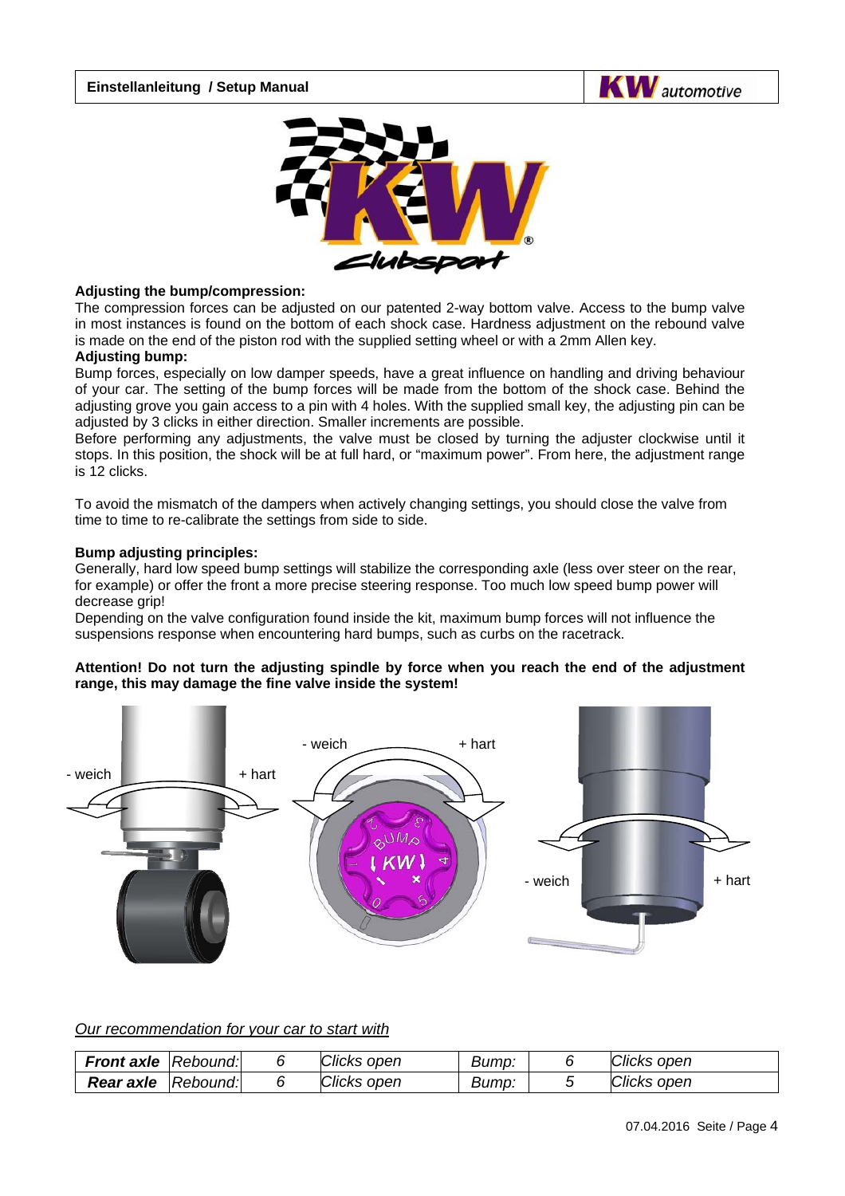**Adjusting the bump/compression:**

The compression forces can be adjusted on our patented 2-way bottom valve. Access to the bump valve in most instances is found on the bottom of each shock case. Hardness adjustment on the rebound valve is made on the end of the piston rod with the supplied setting wheel or with a 2mm Allen key.

**Adjusting bump:**

Bump forces, especially on low damper speeds, have a great influence on handling and driving behaviour of your car. The setting of the bump forces will be made from the bottom of the shock case. Behind the adjusting grove you gain access to a pin with 4 holes. With the supplied small key, the adjusting pin can be adjusted by 3 clicks in either direction. Smaller increments are possible.

Before performing any adjustments, the valve must be closed by turning the adjuster clockwise until it stops. In this position, the shock will be at full hard, or "maximum power". From here, the adjustment range is 12 clicks.

To avoid the mismatch of the dampers when actively changing settings, you should close the valve from time to time to re-calibrate the settings from side to side.

**Bump adjusting principles:**

Generally, hard low speed bump settings will stabilize the corresponding axle (less over steer on the rear, for example) or offer the front a more precise steering response. Too much low speed bump power will decrease grip!

Depending on the valve configuration found inside the kit, maximum bump forces will not influence the suspensions response when encountering hard bumps, such as curbs on the racetrack.

**Attention! Do not turn the adjusting spindle by force when you reach the end of the adjustment range, this may damage the fine valve inside the system!**

- weich + hart

- weich + hart

- weich + hart

*Our recommendation for your car to start with*

| | | | | | | |
|---|---|---|---|---|---|---|
| ***Front axle*** | *Rebound:* | *6* | *Clicks open* | *Bump:* | *6* | *Clicks open* |
| ***Rear axle*** | *Rebound:* | *6* | *Clicks open* | *Bump:* | *5* | *Clicks open* |